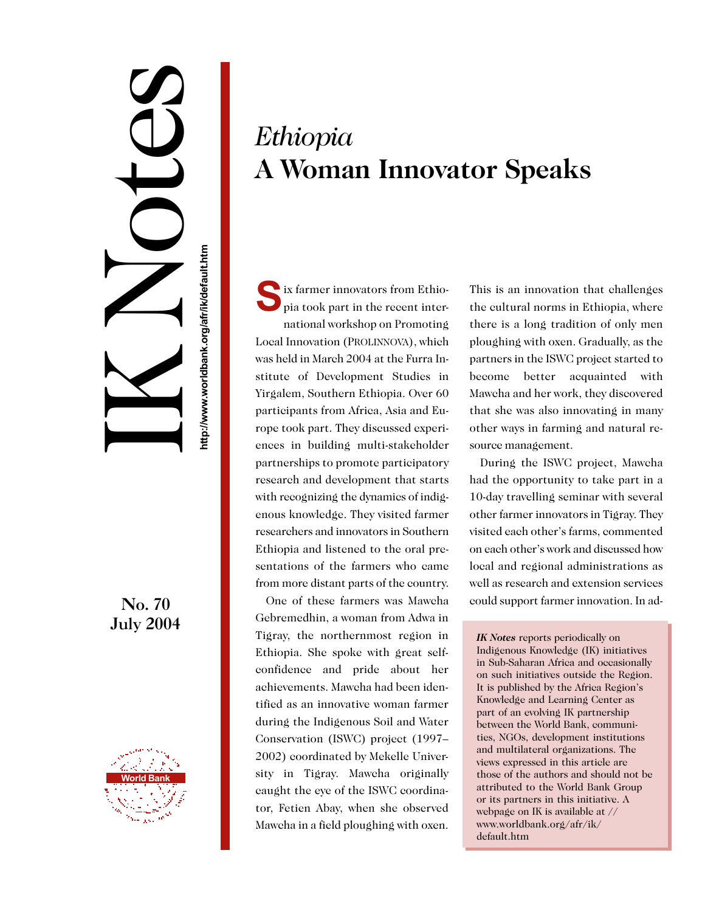IK Notes

http://www.worldbank.org/afr/ik/default.htm

No. 70
July 2004

# *Ethiopia*
# A Woman Innovator Speaks

Six farmer innovators from Ethiopia took part in the recent international workshop on Promoting Local Innovation (PROLINNOVA), which was held in March 2004 at the Furra Institute of Development Studies in Yirgalem, Southern Ethiopia. Over 60 participants from Africa, Asia and Europe took part. They discussed experiences in building multi-stakeholder partnerships to promote participatory research and development that starts with recognizing the dynamics of indigenous knowledge. They visited farmer researchers and innovators in Southern Ethiopia and listened to the oral presentations of the farmers who came from more distant parts of the country.

One of these farmers was Mawcha Gebremedhin, a woman from Adwa in Tigray, the northernmost region in Ethiopia. She spoke with great self-confidence and pride about her achievements. Mawcha had been identified as an innovative woman farmer during the Indigenous Soil and Water Conservation (ISWC) project (1997–2002) coordinated by Mekelle University in Tigray. Mawcha originally caught the eye of the ISWC coordinator, Fetien Abay, when she observed Mawcha in a field ploughing with oxen. This is an innovation that challenges the cultural norms in Ethiopia, where there is a long tradition of only men ploughing with oxen. Gradually, as the partners in the ISWC project started to become better acquainted with Mawcha and her work, they discovered that she was also innovating in many other ways in farming and natural resource management.

During the ISWC project, Mawcha had the opportunity to take part in a 10-day travelling seminar with several other farmer innovators in Tigray. They visited each other's farms, commented on each other's work and discussed how local and regional administrations as well as research and extension services could support farmer innovation. In ad-

***IK Notes*** reports periodically on Indigenous Knowledge (IK) initiatives in Sub-Saharan Africa and occasionally on such initiatives outside the Region. It is published by the Africa Region's Knowledge and Learning Center as part of an evolving IK partnership between the World Bank, communities, NGOs, development institutions and multilateral organizations. The views expressed in this article are those of the authors and should not be attributed to the World Bank Group or its partners in this initiative. A webpage on IK is available at // www.worldbank.org/afr/ik/ default.htm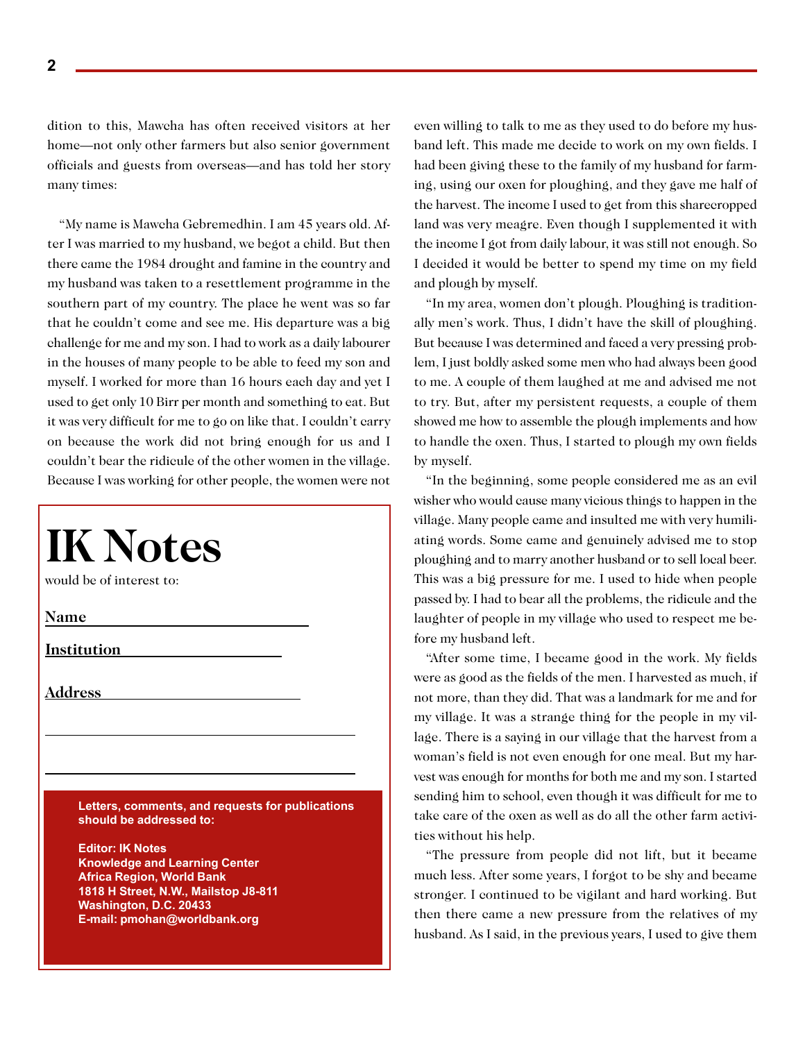dition to this, Mawcha has often received visitors at her home—not only other farmers but also senior government officials and guests from overseas—and has told her story many times:

"My name is Mawcha Gebremedhin. I am 45 years old. After I was married to my husband, we begot a child. But then there came the 1984 drought and famine in the country and my husband was taken to a resettlement programme in the southern part of my country. The place he went was so far that he couldn't come and see me. His departure was a big challenge for me and my son. I had to work as a daily labourer in the houses of many people to be able to feed my son and myself. I worked for more than 16 hours each day and yet I used to get only 10 Birr per month and something to eat. But it was very difficult for me to go on like that. I couldn't carry on because the work did not bring enough for us and I couldn't bear the ridicule of the other women in the village. Because I was working for other people, the women were not even willing to talk to me as they used to do before my husband left. This made me decide to work on my own fields. I had been giving these to the family of my husband for farming, using our oxen for ploughing, and they gave me half of the harvest. The income I used to get from this sharecropped land was very meagre. Even though I supplemented it with the income I got from daily labour, it was still not enough. So I decided it would be better to spend my time on my field and plough by myself.

"In my area, women don't plough. Ploughing is traditionally men's work. Thus, I didn't have the skill of ploughing. But because I was determined and faced a very pressing problem, I just boldly asked some men who had always been good to me. A couple of them laughed at me and advised me not to try. But, after my persistent requests, a couple of them showed me how to assemble the plough implements and how to handle the oxen. Thus, I started to plough my own fields by myself.

"In the beginning, some people considered me as an evil wisher who would cause many vicious things to happen in the village. Many people came and insulted me with very humiliating words. Some came and genuinely advised me to stop ploughing and to marry another husband or to sell local beer. This was a big pressure for me. I used to hide when people passed by. I had to bear all the problems, the ridicule and the laughter of people in my village who used to respect me before my husband left.

"After some time, I became good in the work. My fields were as good as the fields of the men. I harvested as much, if not more, than they did. That was a landmark for me and for my village. It was a strange thing for the people in my village. There is a saying in our village that the harvest from a woman's field is not even enough for one meal. But my harvest was enough for months for both me and my son. I started sending him to school, even though it was difficult for me to take care of the oxen as well as do all the other farm activities without his help.

"The pressure from people did not lift, but it became much less. After some years, I forgot to be shy and became stronger. I continued to be vigilant and hard working. But then there came a new pressure from the relatives of my husband. As I said, in the previous years, I used to give them

---

# IK Notes

would be of interest to:

**Name** ______________________

**Institution** ______________________

**Address** ______________________

______________________

______________________

**Letters, comments, and requests for publications should be addressed to:**

**Editor: IK Notes**
**Knowledge and Learning Center**
**Africa Region, World Bank**
**1818 H Street, N.W., Mailstop J8-811**
**Washington, D.C. 20433**
**E-mail: pmohan@worldbank.org**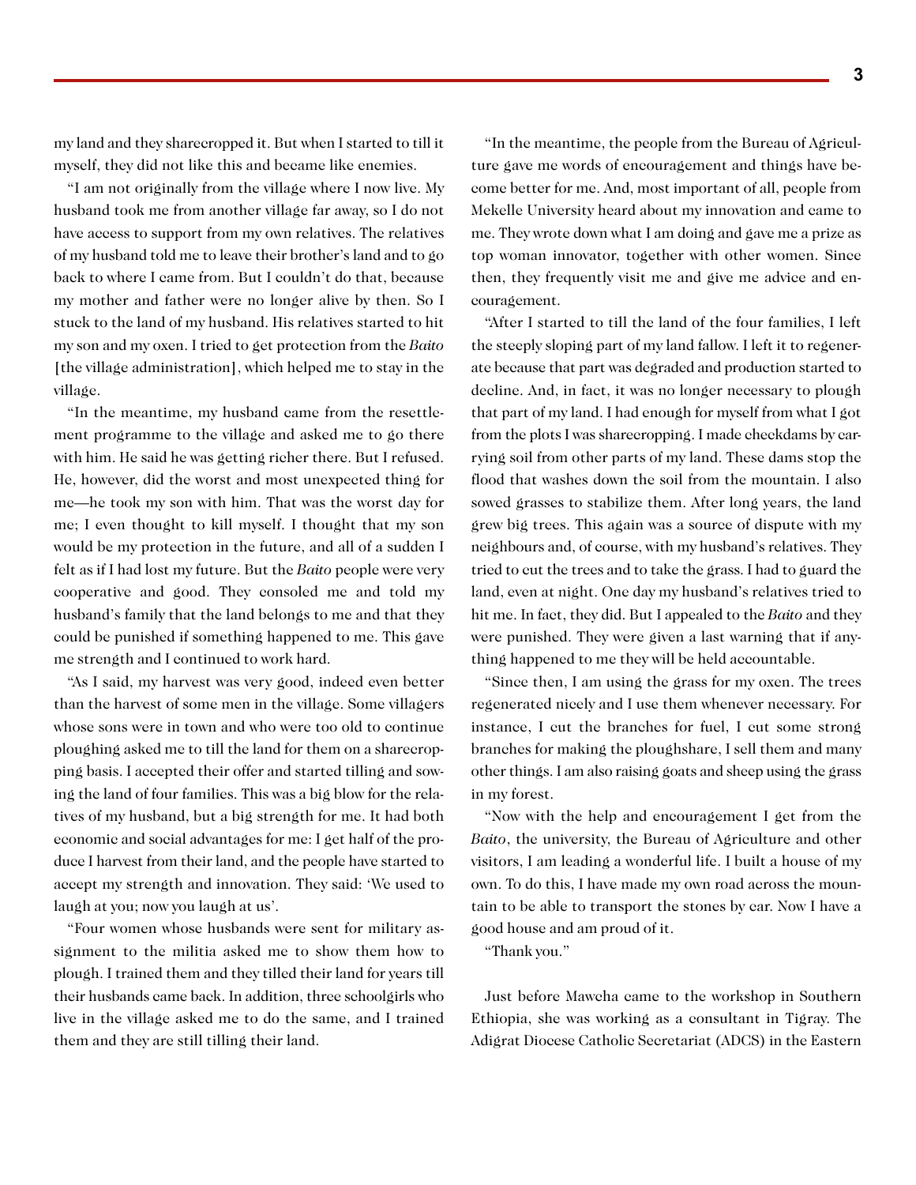my land and they sharecropped it. But when I started to till it myself, they did not like this and became like enemies.

"I am not originally from the village where I now live. My husband took me from another village far away, so I do not have access to support from my own relatives. The relatives of my husband told me to leave their brother's land and to go back to where I came from. But I couldn't do that, because my mother and father were no longer alive by then. So I stuck to the land of my husband. His relatives started to hit my son and my oxen. I tried to get protection from the *Baito* [the village administration], which helped me to stay in the village.

"In the meantime, my husband came from the resettlement programme to the village and asked me to go there with him. He said he was getting richer there. But I refused. He, however, did the worst and most unexpected thing for me—he took my son with him. That was the worst day for me; I even thought to kill myself. I thought that my son would be my protection in the future, and all of a sudden I felt as if I had lost my future. But the *Baito* people were very cooperative and good. They consoled me and told my husband's family that the land belongs to me and that they could be punished if something happened to me. This gave me strength and I continued to work hard.

"As I said, my harvest was very good, indeed even better than the harvest of some men in the village. Some villagers whose sons were in town and who were too old to continue ploughing asked me to till the land for them on a sharecropping basis. I accepted their offer and started tilling and sowing the land of four families. This was a big blow for the relatives of my husband, but a big strength for me. It had both economic and social advantages for me: I get half of the produce I harvest from their land, and the people have started to accept my strength and innovation. They said: 'We used to laugh at you; now you laugh at us'.

"Four women whose husbands were sent for military assignment to the militia asked me to show them how to plough. I trained them and they tilled their land for years till their husbands came back. In addition, three schoolgirls who live in the village asked me to do the same, and I trained them and they are still tilling their land.

"In the meantime, the people from the Bureau of Agriculture gave me words of encouragement and things have become better for me. And, most important of all, people from Mekelle University heard about my innovation and came to me. They wrote down what I am doing and gave me a prize as top woman innovator, together with other women. Since then, they frequently visit me and give me advice and encouragement.

"After I started to till the land of the four families, I left the steeply sloping part of my land fallow. I left it to regenerate because that part was degraded and production started to decline. And, in fact, it was no longer necessary to plough that part of my land. I had enough for myself from what I got from the plots I was sharecropping. I made checkdams by carrying soil from other parts of my land. These dams stop the flood that washes down the soil from the mountain. I also sowed grasses to stabilize them. After long years, the land grew big trees. This again was a source of dispute with my neighbours and, of course, with my husband's relatives. They tried to cut the trees and to take the grass. I had to guard the land, even at night. One day my husband's relatives tried to hit me. In fact, they did. But I appealed to the *Baito* and they were punished. They were given a last warning that if anything happened to me they will be held accountable.

"Since then, I am using the grass for my oxen. The trees regenerated nicely and I use them whenever necessary. For instance, I cut the branches for fuel, I cut some strong branches for making the ploughshare, I sell them and many other things. I am also raising goats and sheep using the grass in my forest.

"Now with the help and encouragement I get from the *Baito*, the university, the Bureau of Agriculture and other visitors, I am leading a wonderful life. I built a house of my own. To do this, I have made my own road across the mountain to be able to transport the stones by car. Now I have a good house and am proud of it.

"Thank you."

Just before Mawcha came to the workshop in Southern Ethiopia, she was working as a consultant in Tigray. The Adigrat Diocese Catholic Secretariat (ADCS) in the Eastern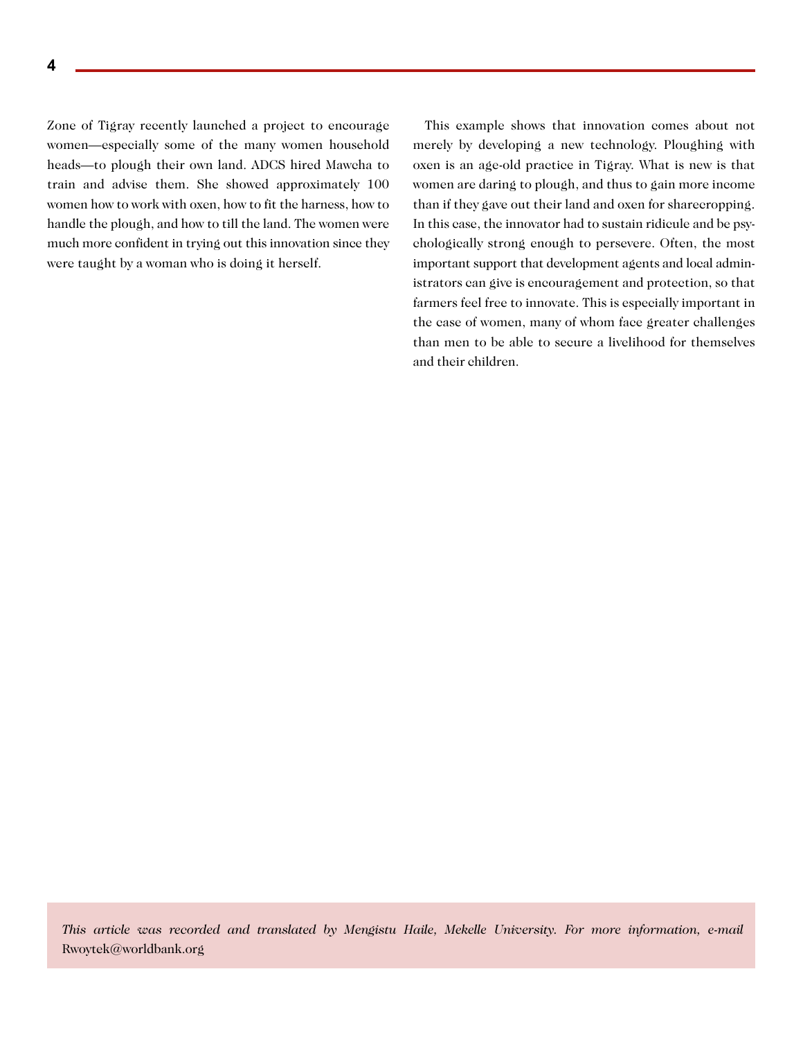Zone of Tigray recently launched a project to encourage women—especially some of the many women household heads—to plough their own land. ADCS hired Mawcha to train and advise them. She showed approximately 100 women how to work with oxen, how to fit the harness, how to handle the plough, and how to till the land. The women were much more confident in trying out this innovation since they were taught by a woman who is doing it herself.

This example shows that innovation comes about not merely by developing a new technology. Ploughing with oxen is an age-old practice in Tigray. What is new is that women are daring to plough, and thus to gain more income than if they gave out their land and oxen for sharecropping. In this case, the innovator had to sustain ridicule and be psychologically strong enough to persevere. Often, the most important support that development agents and local administrators can give is encouragement and protection, so that farmers feel free to innovate. This is especially important in the case of women, many of whom face greater challenges than men to be able to secure a livelihood for themselves and their children.

*This article was recorded and translated by Mengistu Haile, Mekelle University. For more information, e-mail* Rwoytek@worldbank.org